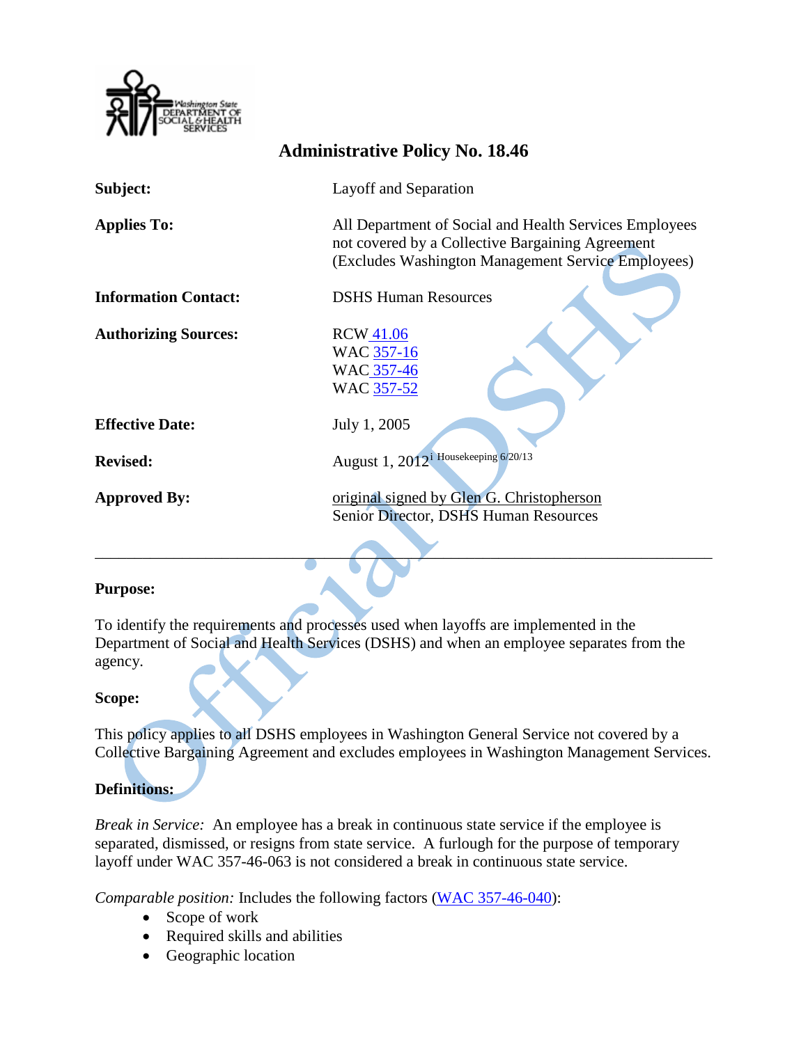# Administrative Policy No. 18.46

| | |
|---|---|
| **Subject:** | Layoff and Separation |
| **Applies To:** | All Department of Social and Health Services Employees not covered by a Collective Bargaining Agreement (Excludes Washington Management Service Employees) |
| **Information Contact:** | DSHS Human Resources |
| **Authorizing Sources:** | RCW 41.06<br>WAC 357-16<br>WAC 357-46<br>WAC 357-52 |
| **Effective Date:** | July 1, 2005 |
| **Revised:** | August 1, 2012[i] Housekeeping 6/20/13 |
| **Approved By:** | original signed by Glen G. Christopherson<br>Senior Director, DSHS Human Resources |

---

## Purpose:

To identify the requirements and processes used when layoffs are implemented in the Department of Social and Health Services (DSHS) and when an employee separates from the agency.

## Scope:

This policy applies to all DSHS employees in Washington General Service not covered by a Collective Bargaining Agreement and excludes employees in Washington Management Services.

## Definitions:

*Break in Service:* An employee has a break in continuous state service if the employee is separated, dismissed, or resigns from state service. A furlough for the purpose of temporary layoff under WAC 357-46-063 is not considered a break in continuous state service.

*Comparable position:* Includes the following factors (WAC 357-46-040):

- Scope of work
- Required skills and abilities
- Geographic location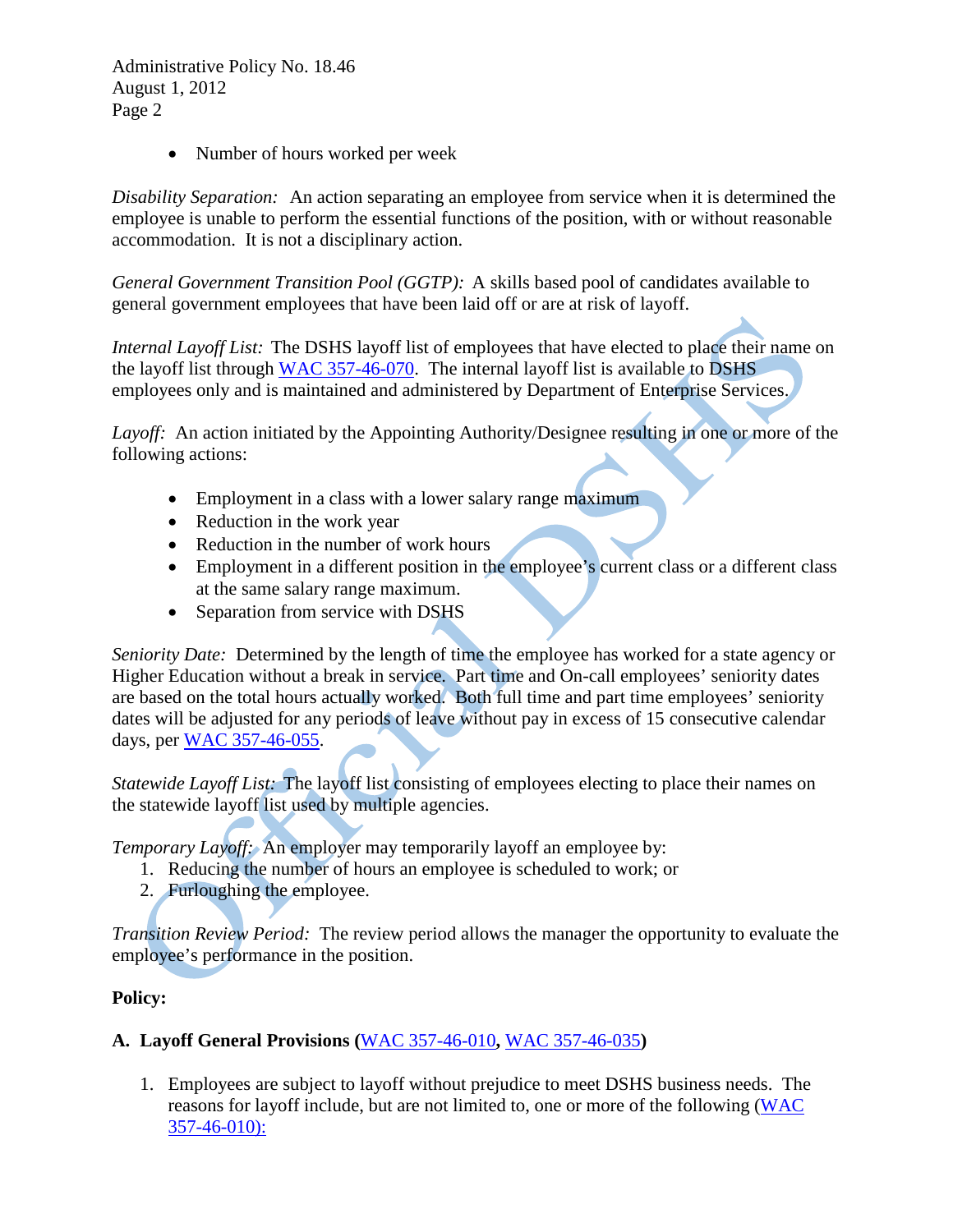- Number of hours worked per week

*Disability Separation:* An action separating an employee from service when it is determined the employee is unable to perform the essential functions of the position, with or without reasonable accommodation. It is not a disciplinary action.

*General Government Transition Pool (GGTP):* A skills based pool of candidates available to general government employees that have been laid off or are at risk of layoff.

*Internal Layoff List:* The DSHS layoff list of employees that have elected to place their name on the layoff list through WAC 357-46-070. The internal layoff list is available to DSHS employees only and is maintained and administered by Department of Enterprise Services.

*Layoff:* An action initiated by the Appointing Authority/Designee resulting in one or more of the following actions:

- Employment in a class with a lower salary range maximum
- Reduction in the work year
- Reduction in the number of work hours
- Employment in a different position in the employee's current class or a different class at the same salary range maximum.
- Separation from service with DSHS

*Seniority Date:* Determined by the length of time the employee has worked for a state agency or Higher Education without a break in service. Part time and On-call employees' seniority dates are based on the total hours actually worked. Both full time and part time employees' seniority dates will be adjusted for any periods of leave without pay in excess of 15 consecutive calendar days, per WAC 357-46-055.

*Statewide Layoff List:* The layoff list consisting of employees electing to place their names on the statewide layoff list used by multiple agencies.

*Temporary Layoff:* An employer may temporarily layoff an employee by:

1. Reducing the number of hours an employee is scheduled to work; or
2. Furloughing the employee.

*Transition Review Period:* The review period allows the manager the opportunity to evaluate the employee's performance in the position.

**Policy:**

**A. Layoff General Provisions (WAC 357-46-010, WAC 357-46-035)**

1. Employees are subject to layoff without prejudice to meet DSHS business needs. The reasons for layoff include, but are not limited to, one or more of the following (WAC 357-46-010):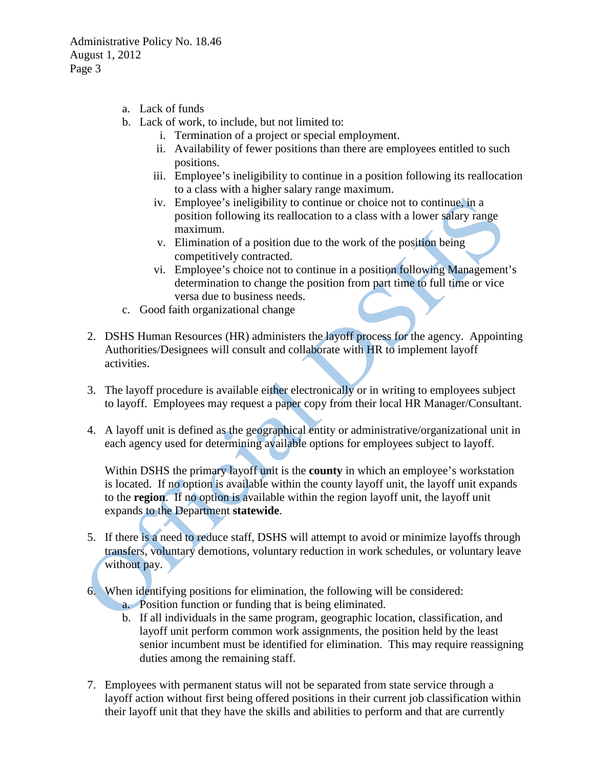a. Lack of funds
   b. Lack of work, to include, but not limited to:
      i. Termination of a project or special employment.
      ii. Availability of fewer positions than there are employees entitled to such positions.
      iii. Employee's ineligibility to continue in a position following its reallocation to a class with a higher salary range maximum.
      iv. Employee's ineligibility to continue or choice not to continue, in a position following its reallocation to a class with a lower salary range maximum.
      v. Elimination of a position due to the work of the position being competitively contracted.
      vi. Employee's choice not to continue in a position following Management's determination to change the position from part time to full time or vice versa due to business needs.
   c. Good faith organizational change

2. DSHS Human Resources (HR) administers the layoff process for the agency. Appointing Authorities/Designees will consult and collaborate with HR to implement layoff activities.

3. The layoff procedure is available either electronically or in writing to employees subject to layoff. Employees may request a paper copy from their local HR Manager/Consultant.

4. A layoff unit is defined as the geographical entity or administrative/organizational unit in each agency used for determining available options for employees subject to layoff.

   Within DSHS the primary layoff unit is the **county** in which an employee's workstation is located. If no option is available within the county layoff unit, the layoff unit expands to the **region**. If no option is available within the region layoff unit, the layoff unit expands to the Department **statewide**.

5. If there is a need to reduce staff, DSHS will attempt to avoid or minimize layoffs through transfers, voluntary demotions, voluntary reduction in work schedules, or voluntary leave without pay.

6. When identifying positions for elimination, the following will be considered:
   a. Position function or funding that is being eliminated.
   b. If all individuals in the same program, geographic location, classification, and layoff unit perform common work assignments, the position held by the least senior incumbent must be identified for elimination. This may require reassigning duties among the remaining staff.

7. Employees with permanent status will not be separated from state service through a layoff action without first being offered positions in their current job classification within their layoff unit that they have the skills and abilities to perform and that are currently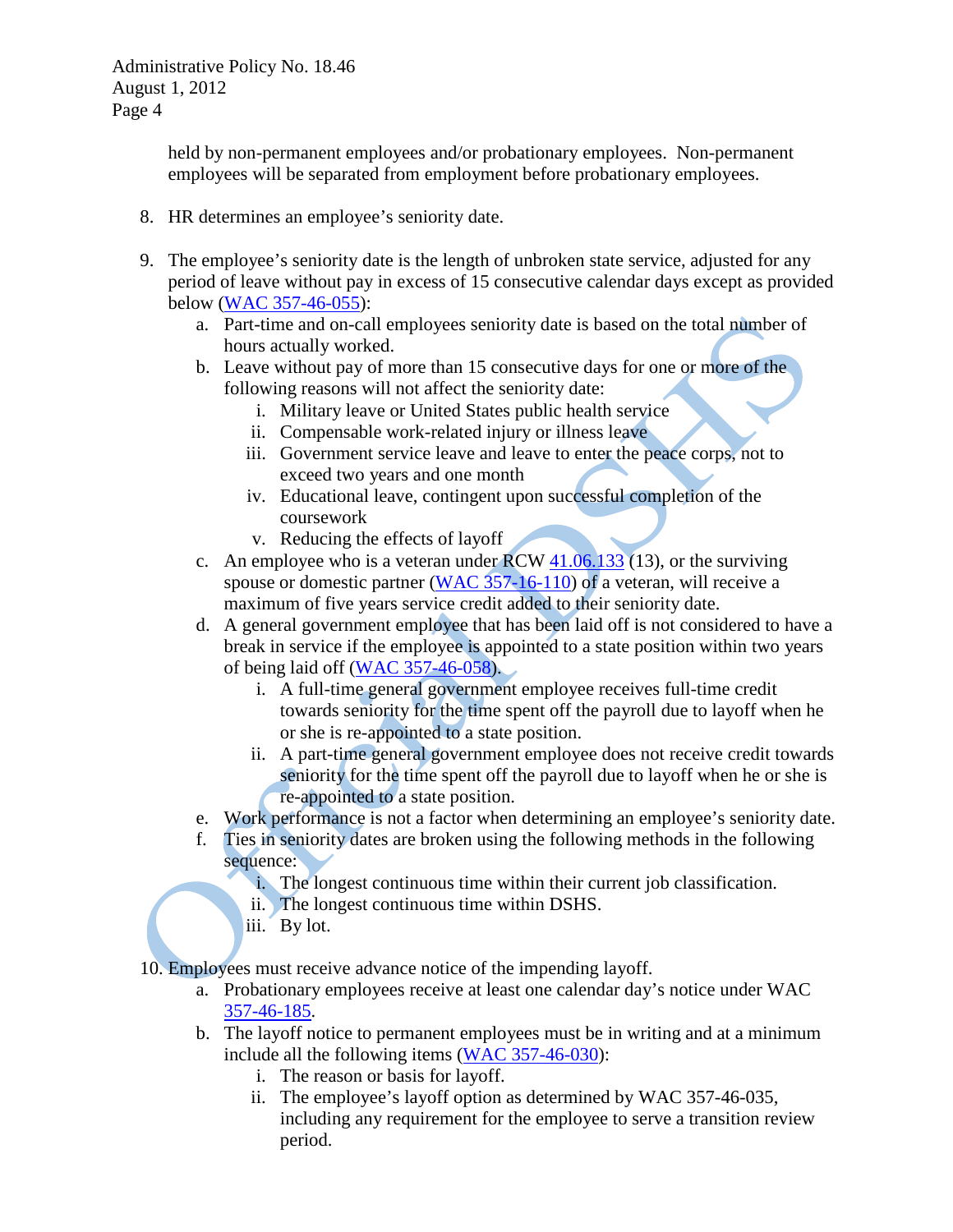held by non-permanent employees and/or probationary employees. Non-permanent employees will be separated from employment before probationary employees.

8. HR determines an employee's seniority date.

9. The employee's seniority date is the length of unbroken state service, adjusted for any period of leave without pay in excess of 15 consecutive calendar days except as provided below (WAC 357-46-055):
   a. Part-time and on-call employees seniority date is based on the total number of hours actually worked.
   b. Leave without pay of more than 15 consecutive days for one or more of the following reasons will not affect the seniority date:
      i. Military leave or United States public health service
      ii. Compensable work-related injury or illness leave
      iii. Government service leave and leave to enter the peace corps, not to exceed two years and one month
      iv. Educational leave, contingent upon successful completion of the coursework
      v. Reducing the effects of layoff
   c. An employee who is a veteran under RCW 41.06.133 (13), or the surviving spouse or domestic partner (WAC 357-16-110) of a veteran, will receive a maximum of five years service credit added to their seniority date.
   d. A general government employee that has been laid off is not considered to have a break in service if the employee is appointed to a state position within two years of being laid off (WAC 357-46-058).
      i. A full-time general government employee receives full-time credit towards seniority for the time spent off the payroll due to layoff when he or she is re-appointed to a state position.
      ii. A part-time general government employee does not receive credit towards seniority for the time spent off the payroll due to layoff when he or she is re-appointed to a state position.
   e. Work performance is not a factor when determining an employee's seniority date.
   f. Ties in seniority dates are broken using the following methods in the following sequence:
      i. The longest continuous time within their current job classification.
      ii. The longest continuous time within DSHS.
      iii. By lot.

10. Employees must receive advance notice of the impending layoff.
    a. Probationary employees receive at least one calendar day's notice under WAC 357-46-185.
    b. The layoff notice to permanent employees must be in writing and at a minimum include all the following items (WAC 357-46-030):
       i. The reason or basis for layoff.
       ii. The employee's layoff option as determined by WAC 357-46-035, including any requirement for the employee to serve a transition review period.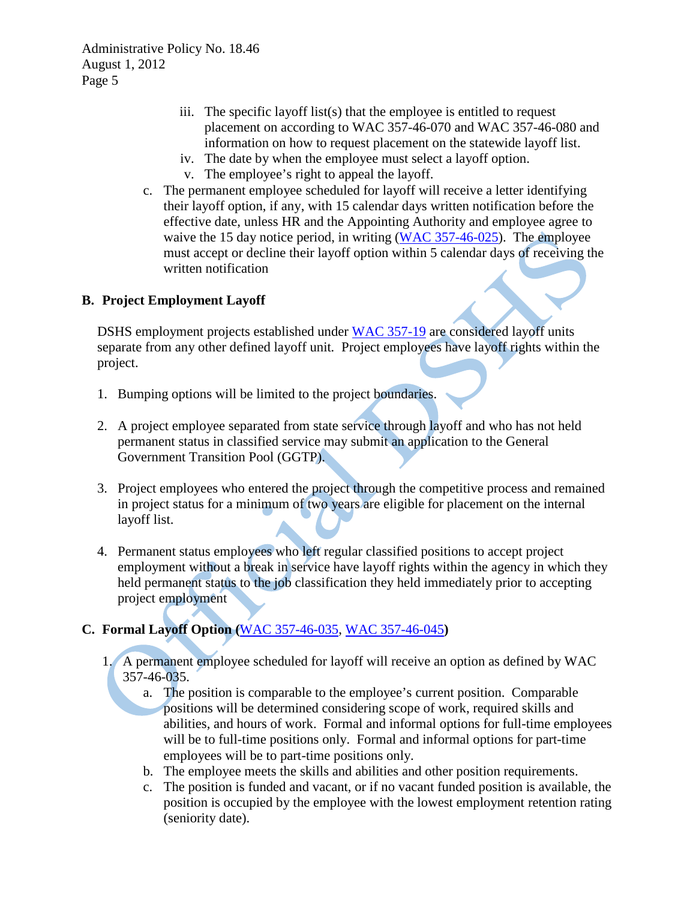iii. The specific layoff list(s) that the employee is entitled to request placement on according to WAC 357-46-070 and WAC 357-46-080 and information on how to request placement on the statewide layoff list.
   iv. The date by when the employee must select a layoff option.
   v. The employee's right to appeal the layoff.

c. The permanent employee scheduled for layoff will receive a letter identifying their layoff option, if any, with 15 calendar days written notification before the effective date, unless HR and the Appointing Authority and employee agree to waive the 15 day notice period, in writing ([WAC 357-46-025](WAC 357-46-025)). The employee must accept or decline their layoff option within 5 calendar days of receiving the written notification

**B. Project Employment Layoff**

DSHS employment projects established under [WAC 357-19](WAC 357-19) are considered layoff units separate from any other defined layoff unit. Project employees have layoff rights within the project.

1. Bumping options will be limited to the project boundaries.

2. A project employee separated from state service through layoff and who has not held permanent status in classified service may submit an application to the General Government Transition Pool (GGTP).

3. Project employees who entered the project through the competitive process and remained in project status for a minimum of two years are eligible for placement on the internal layoff list.

4. Permanent status employees who left regular classified positions to accept project employment without a break in service have layoff rights within the agency in which they held permanent status to the job classification they held immediately prior to accepting project employment

**C. Formal Layoff Option ([WAC 357-46-035](WAC 357-46-035), [WAC 357-46-045](WAC 357-46-045))**

1. A permanent employee scheduled for layoff will receive an option as defined by WAC 357-46-035.
   a. The position is comparable to the employee's current position. Comparable positions will be determined considering scope of work, required skills and abilities, and hours of work. Formal and informal options for full-time employees will be to full-time positions only. Formal and informal options for part-time employees will be to part-time positions only.
   b. The employee meets the skills and abilities and other position requirements.
   c. The position is funded and vacant, or if no vacant funded position is available, the position is occupied by the employee with the lowest employment retention rating (seniority date).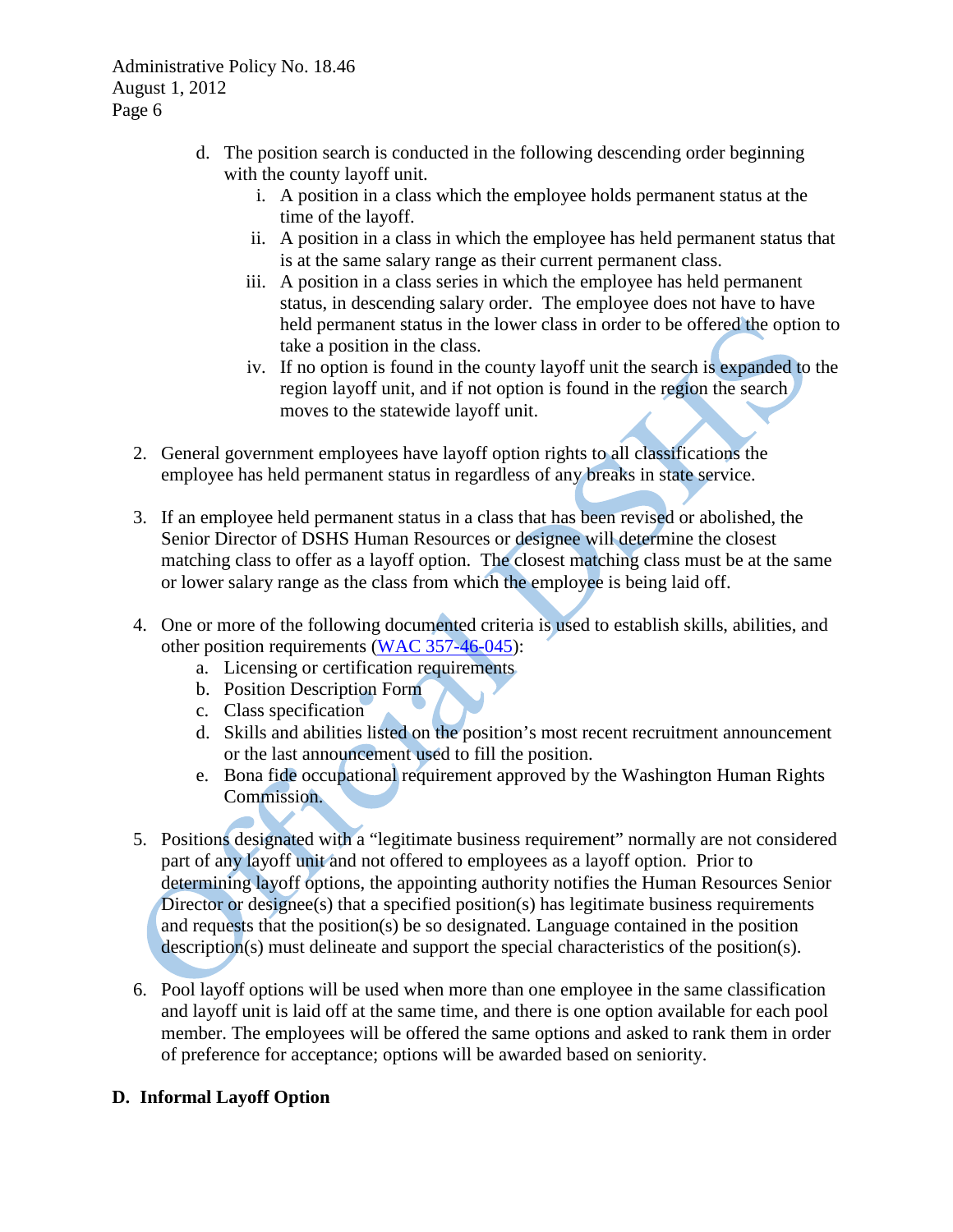d. The position search is conducted in the following descending order beginning with the county layoff unit.
      i. A position in a class which the employee holds permanent status at the time of the layoff.
      ii. A position in a class in which the employee has held permanent status that is at the same salary range as their current permanent class.
      iii. A position in a class series in which the employee has held permanent status, in descending salary order. The employee does not have to have held permanent status in the lower class in order to be offered the option to take a position in the class.
      iv. If no option is found in the county layoff unit the search is expanded to the region layoff unit, and if not option is found in the region the search moves to the statewide layoff unit.

2. General government employees have layoff option rights to all classifications the employee has held permanent status in regardless of any breaks in state service.

3. If an employee held permanent status in a class that has been revised or abolished, the Senior Director of DSHS Human Resources or designee will determine the closest matching class to offer as a layoff option. The closest matching class must be at the same or lower salary range as the class from which the employee is being laid off.

4. One or more of the following documented criteria is used to establish skills, abilities, and other position requirements (WAC 357-46-045):
   a. Licensing or certification requirements
   b. Position Description Form
   c. Class specification
   d. Skills and abilities listed on the position's most recent recruitment announcement or the last announcement used to fill the position.
   e. Bona fide occupational requirement approved by the Washington Human Rights Commission.

5. Positions designated with a "legitimate business requirement" normally are not considered part of any layoff unit and not offered to employees as a layoff option. Prior to determining layoff options, the appointing authority notifies the Human Resources Senior Director or designee(s) that a specified position(s) has legitimate business requirements and requests that the position(s) be so designated. Language contained in the position description(s) must delineate and support the special characteristics of the position(s).

6. Pool layoff options will be used when more than one employee in the same classification and layoff unit is laid off at the same time, and there is one option available for each pool member. The employees will be offered the same options and asked to rank them in order of preference for acceptance; options will be awarded based on seniority.

## D. Informal Layoff Option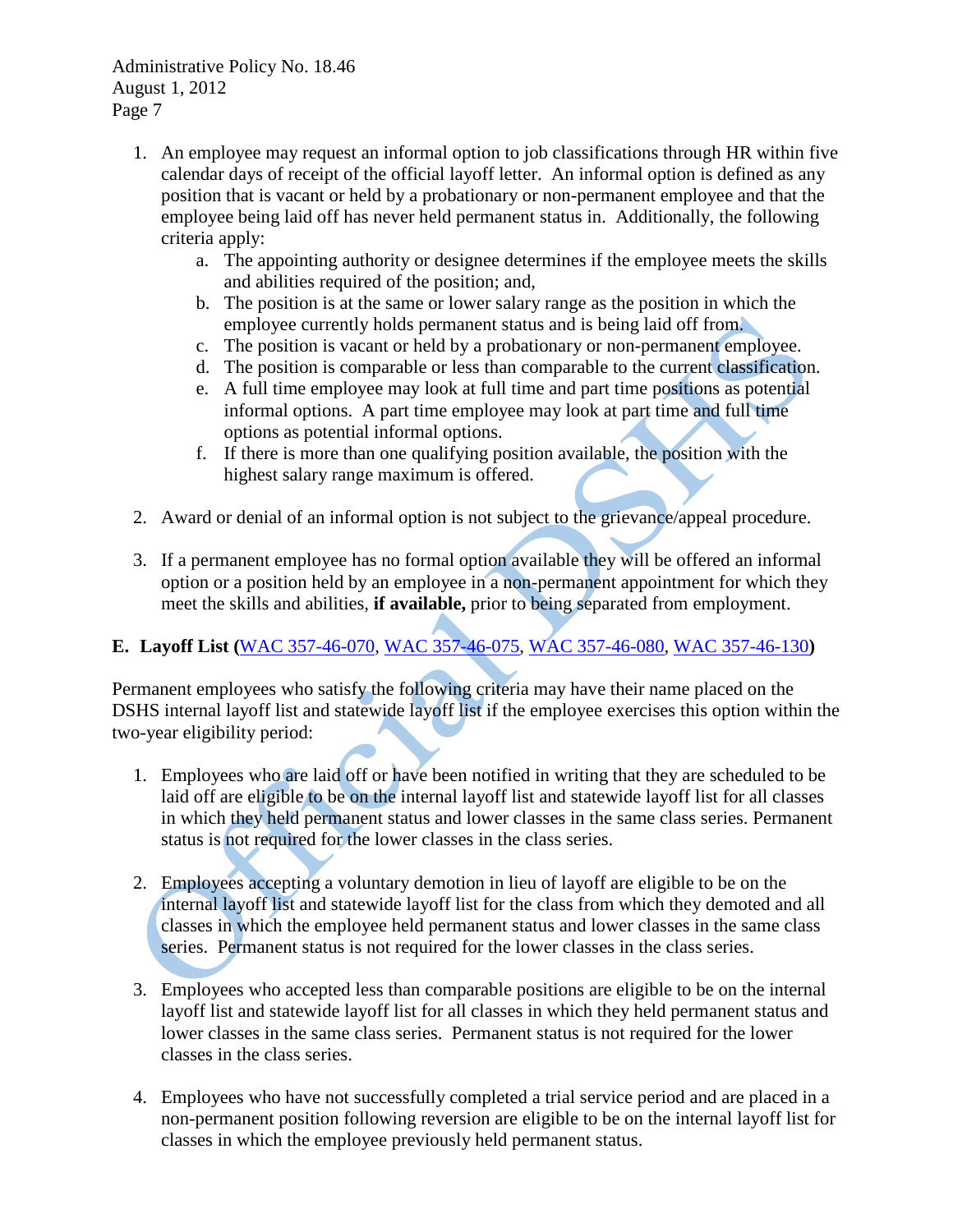1. An employee may request an informal option to job classifications through HR within five calendar days of receipt of the official layoff letter. An informal option is defined as any position that is vacant or held by a probationary or non-permanent employee and that the employee being laid off has never held permanent status in. Additionally, the following criteria apply:
    a. The appointing authority or designee determines if the employee meets the skills and abilities required of the position; and,
    b. The position is at the same or lower salary range as the position in which the employee currently holds permanent status and is being laid off from.
    c. The position is vacant or held by a probationary or non-permanent employee.
    d. The position is comparable or less than comparable to the current classification.
    e. A full time employee may look at full time and part time positions as potential informal options. A part time employee may look at part time and full time options as potential informal options.
    f. If there is more than one qualifying position available, the position with the highest salary range maximum is offered.

2. Award or denial of an informal option is not subject to the grievance/appeal procedure.

3. If a permanent employee has no formal option available they will be offered an informal option or a position held by an employee in a non-permanent appointment for which they meet the skills and abilities, **if available,** prior to being separated from employment.

**E. Layoff List (WAC 357-46-070, WAC 357-46-075, WAC 357-46-080, WAC 357-46-130)**

Permanent employees who satisfy the following criteria may have their name placed on the DSHS internal layoff list and statewide layoff list if the employee exercises this option within the two-year eligibility period:

1. Employees who are laid off or have been notified in writing that they are scheduled to be laid off are eligible to be on the internal layoff list and statewide layoff list for all classes in which they held permanent status and lower classes in the same class series. Permanent status is not required for the lower classes in the class series.

2. Employees accepting a voluntary demotion in lieu of layoff are eligible to be on the internal layoff list and statewide layoff list for the class from which they demoted and all classes in which the employee held permanent status and lower classes in the same class series. Permanent status is not required for the lower classes in the class series.

3. Employees who accepted less than comparable positions are eligible to be on the internal layoff list and statewide layoff list for all classes in which they held permanent status and lower classes in the same class series. Permanent status is not required for the lower classes in the class series.

4. Employees who have not successfully completed a trial service period and are placed in a non-permanent position following reversion are eligible to be on the internal layoff list for classes in which the employee previously held permanent status.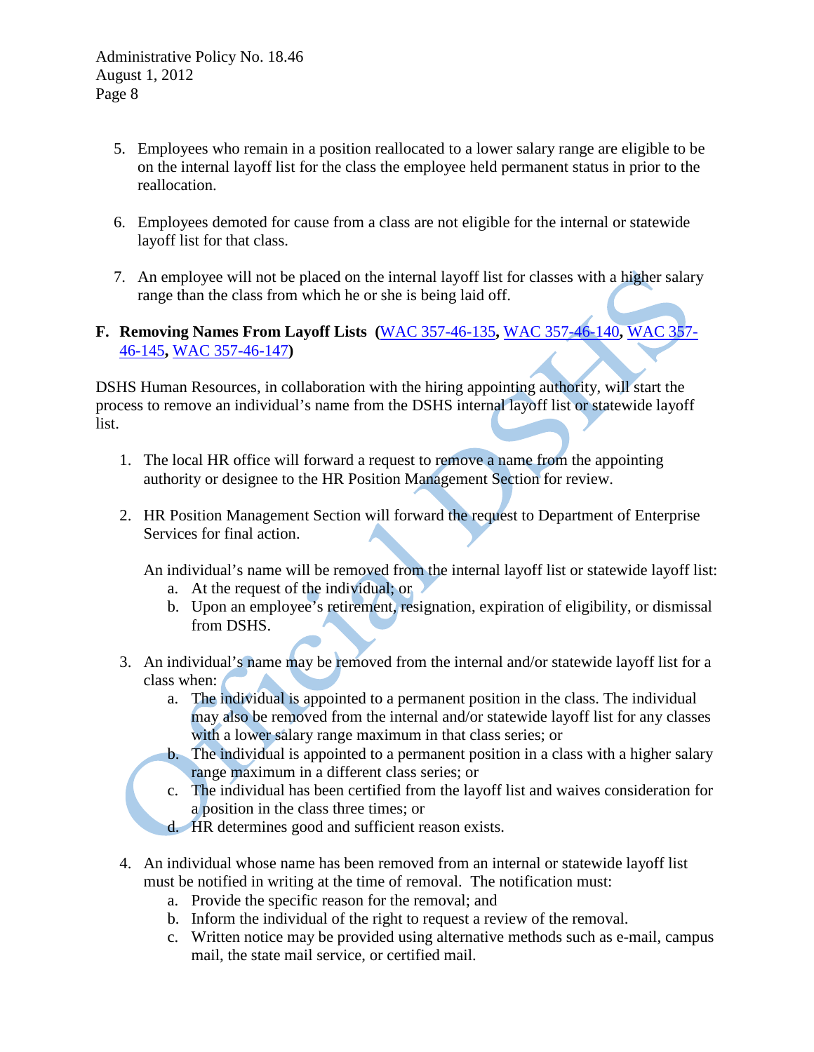5. Employees who remain in a position reallocated to a lower salary range are eligible to be on the internal layoff list for the class the employee held permanent status in prior to the reallocation.

6. Employees demoted for cause from a class are not eligible for the internal or statewide layoff list for that class.

7. An employee will not be placed on the internal layoff list for classes with a higher salary range than the class from which he or she is being laid off.

**F. Removing Names From Layoff Lists (WAC 357-46-135, WAC 357-46-140, WAC 357-46-145, WAC 357-46-147)**

DSHS Human Resources, in collaboration with the hiring appointing authority, will start the process to remove an individual's name from the DSHS internal layoff list or statewide layoff list.

1. The local HR office will forward a request to remove a name from the appointing authority or designee to the HR Position Management Section for review.

2. HR Position Management Section will forward the request to Department of Enterprise Services for final action.

   An individual's name will be removed from the internal layoff list or statewide layoff list:
   a. At the request of the individual; or
   b. Upon an employee's retirement, resignation, expiration of eligibility, or dismissal from DSHS.

3. An individual's name may be removed from the internal and/or statewide layoff list for a class when:
   a. The individual is appointed to a permanent position in the class. The individual may also be removed from the internal and/or statewide layoff list for any classes with a lower salary range maximum in that class series; or
   b. The individual is appointed to a permanent position in a class with a higher salary range maximum in a different class series; or
   c. The individual has been certified from the layoff list and waives consideration for a position in the class three times; or
   d. HR determines good and sufficient reason exists.

4. An individual whose name has been removed from an internal or statewide layoff list must be notified in writing at the time of removal. The notification must:
   a. Provide the specific reason for the removal; and
   b. Inform the individual of the right to request a review of the removal.
   c. Written notice may be provided using alternative methods such as e-mail, campus mail, the state mail service, or certified mail.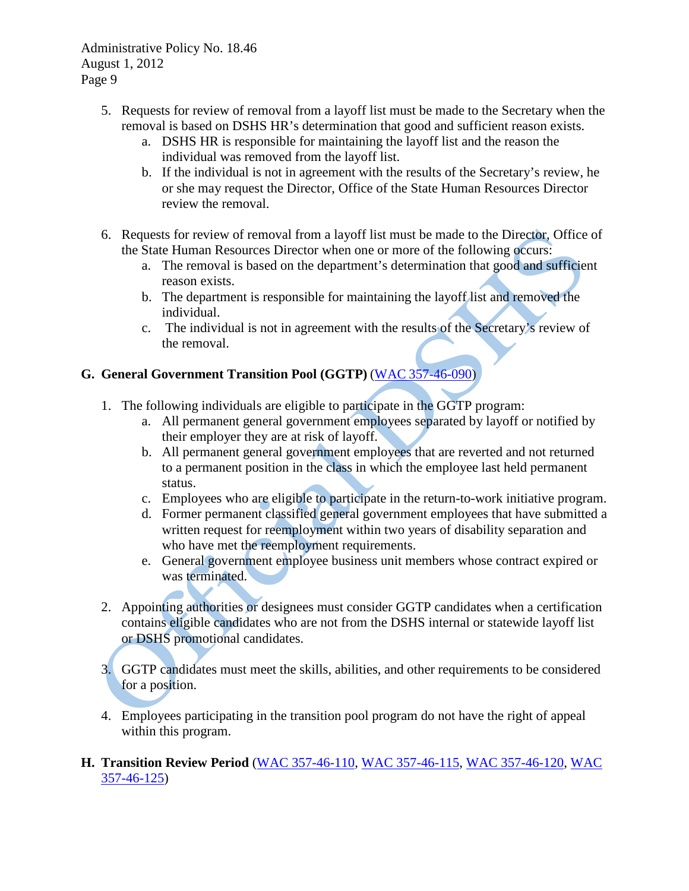5. Requests for review of removal from a layoff list must be made to the Secretary when the removal is based on DSHS HR's determination that good and sufficient reason exists.
   a. DSHS HR is responsible for maintaining the layoff list and the reason the individual was removed from the layoff list.
   b. If the individual is not in agreement with the results of the Secretary's review, he or she may request the Director, Office of the State Human Resources Director review the removal.

6. Requests for review of removal from a layoff list must be made to the Director, Office of the State Human Resources Director when one or more of the following occurs:
   a. The removal is based on the department's determination that good and sufficient reason exists.
   b. The department is responsible for maintaining the layoff list and removed the individual.
   c. The individual is not in agreement with the results of the Secretary's review of the removal.

**G. General Government Transition Pool (GGTP)** ([WAC 357-46-090](WAC 357-46-090))

1. The following individuals are eligible to participate in the GGTP program:
   a. All permanent general government employees separated by layoff or notified by their employer they are at risk of layoff.
   b. All permanent general government employees that are reverted and not returned to a permanent position in the class in which the employee last held permanent status.
   c. Employees who are eligible to participate in the return-to-work initiative program.
   d. Former permanent classified general government employees that have submitted a written request for reemployment within two years of disability separation and who have met the reemployment requirements.
   e. General government employee business unit members whose contract expired or was terminated.

2. Appointing authorities or designees must consider GGTP candidates when a certification contains eligible candidates who are not from the DSHS internal or statewide layoff list or DSHS promotional candidates.

3. GGTP candidates must meet the skills, abilities, and other requirements to be considered for a position.

4. Employees participating in the transition pool program do not have the right of appeal within this program.

**H. Transition Review Period** (WAC 357-46-110, WAC 357-46-115, WAC 357-46-120, WAC 357-46-125)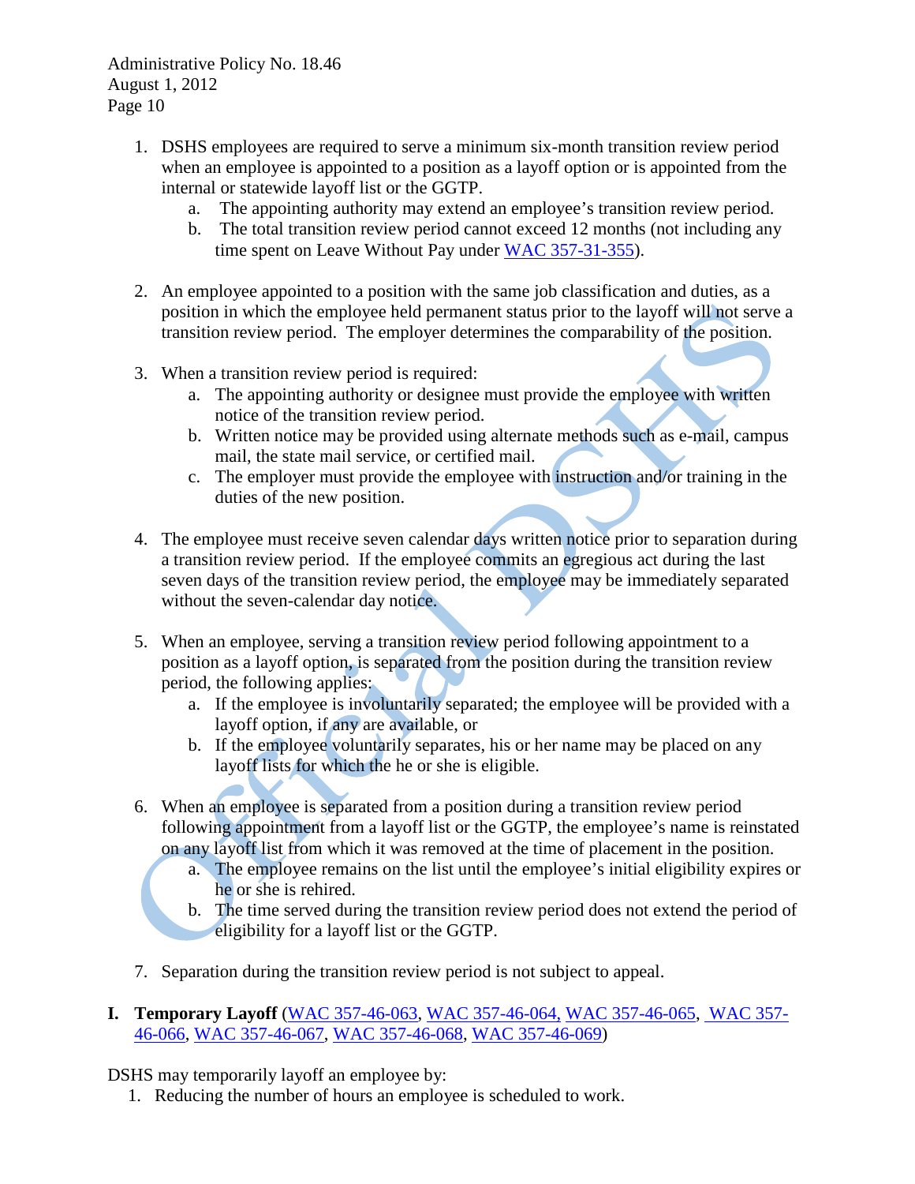1. DSHS employees are required to serve a minimum six-month transition review period when an employee is appointed to a position as a layoff option or is appointed from the internal or statewide layoff list or the GGTP.
    a. The appointing authority may extend an employee's transition review period.
    b. The total transition review period cannot exceed 12 months (not including any time spent on Leave Without Pay under [WAC 357-31-355](WAC 357-31-355)).

2. An employee appointed to a position with the same job classification and duties, as a position in which the employee held permanent status prior to the layoff will not serve a transition review period. The employer determines the comparability of the position.

3. When a transition review period is required:
    a. The appointing authority or designee must provide the employee with written notice of the transition review period.
    b. Written notice may be provided using alternate methods such as e-mail, campus mail, the state mail service, or certified mail.
    c. The employer must provide the employee with instruction and/or training in the duties of the new position.

4. The employee must receive seven calendar days written notice prior to separation during a transition review period. If the employee commits an egregious act during the last seven days of the transition review period, the employee may be immediately separated without the seven-calendar day notice.

5. When an employee, serving a transition review period following appointment to a position as a layoff option, is separated from the position during the transition review period, the following applies:
    a. If the employee is involuntarily separated; the employee will be provided with a layoff option, if any are available, or
    b. If the employee voluntarily separates, his or her name may be placed on any layoff lists for which the he or she is eligible.

6. When an employee is separated from a position during a transition review period following appointment from a layoff list or the GGTP, the employee's name is reinstated on any layoff list from which it was removed at the time of placement in the position.
    a. The employee remains on the list until the employee's initial eligibility expires or he or she is rehired.
    b. The time served during the transition review period does not extend the period of eligibility for a layoff list or the GGTP.

7. Separation during the transition review period is not subject to appeal.

**I. Temporary Layoff** (WAC 357-46-063, WAC 357-46-064, WAC 357-46-065, WAC 357-46-066, WAC 357-46-067, WAC 357-46-068, WAC 357-46-069)

DSHS may temporarily layoff an employee by:

1. Reducing the number of hours an employee is scheduled to work.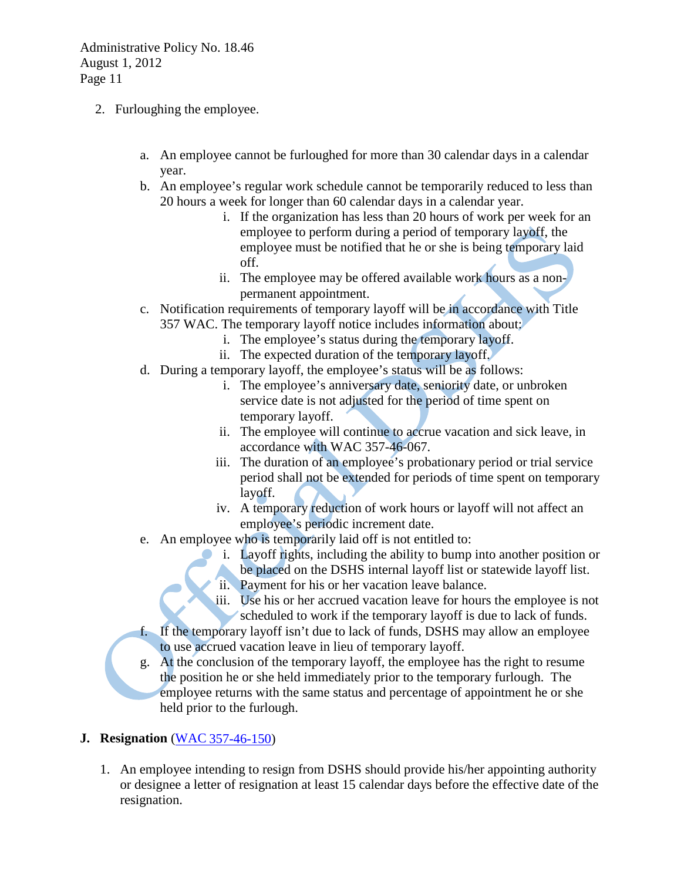2. Furloughing the employee.

   a. An employee cannot be furloughed for more than 30 calendar days in a calendar year.
   b. An employee's regular work schedule cannot be temporarily reduced to less than 20 hours a week for longer than 60 calendar days in a calendar year.
      i. If the organization has less than 20 hours of work per week for an employee to perform during a period of temporary layoff, the employee must be notified that he or she is being temporary laid off.
      ii. The employee may be offered available work hours as a non-permanent appointment.
   c. Notification requirements of temporary layoff will be in accordance with Title 357 WAC. The temporary layoff notice includes information about:
      i. The employee's status during the temporary layoff.
      ii. The expected duration of the temporary layoff.
   d. During a temporary layoff, the employee's status will be as follows:
      i. The employee's anniversary date, seniority date, or unbroken service date is not adjusted for the period of time spent on temporary layoff.
      ii. The employee will continue to accrue vacation and sick leave, in accordance with WAC 357-46-067.
      iii. The duration of an employee's probationary period or trial service period shall not be extended for periods of time spent on temporary layoff.
      iv. A temporary reduction of work hours or layoff will not affect an employee's periodic increment date.
   e. An employee who is temporarily laid off is not entitled to:
      i. Layoff rights, including the ability to bump into another position or be placed on the DSHS internal layoff list or statewide layoff list.
      ii. Payment for his or her vacation leave balance.
      iii. Use his or her accrued vacation leave for hours the employee is not scheduled to work if the temporary layoff is due to lack of funds.
   f. If the temporary layoff isn't due to lack of funds, DSHS may allow an employee to use accrued vacation leave in lieu of temporary layoff.
   g. At the conclusion of the temporary layoff, the employee has the right to resume the position he or she held immediately prior to the temporary furlough. The employee returns with the same status and percentage of appointment he or she held prior to the furlough.

**J. Resignation** (WAC 357-46-150)

1. An employee intending to resign from DSHS should provide his/her appointing authority or designee a letter of resignation at least 15 calendar days before the effective date of the resignation.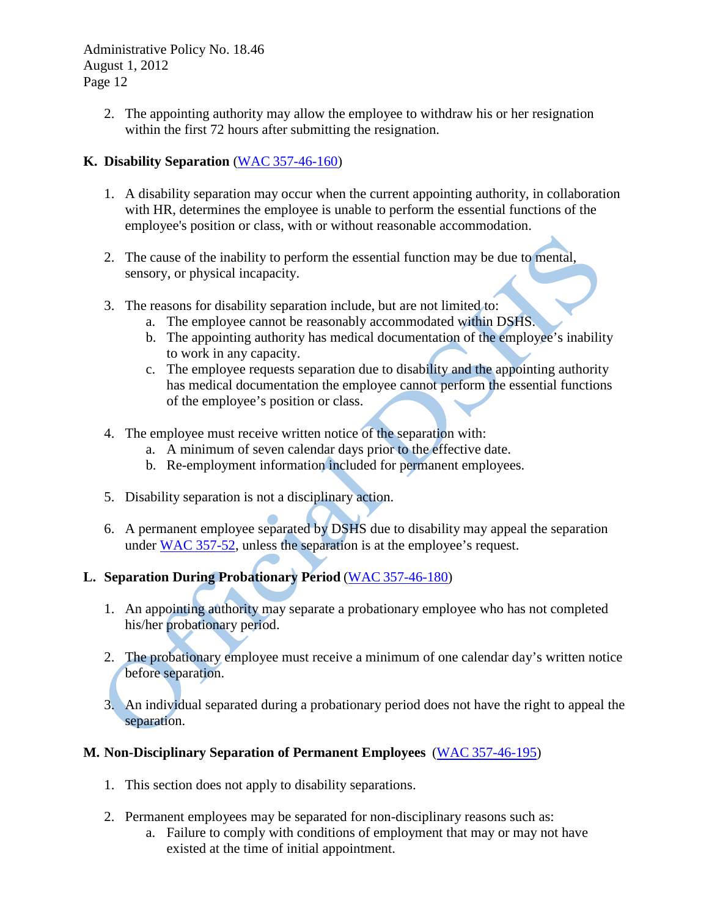2. The appointing authority may allow the employee to withdraw his or her resignation within the first 72 hours after submitting the resignation.

**K. Disability Separation** (WAC 357-46-160)

1. A disability separation may occur when the current appointing authority, in collaboration with HR, determines the employee is unable to perform the essential functions of the employee's position or class, with or without reasonable accommodation.

2. The cause of the inability to perform the essential function may be due to mental, sensory, or physical incapacity.

3. The reasons for disability separation include, but are not limited to:
   a. The employee cannot be reasonably accommodated within DSHS.
   b. The appointing authority has medical documentation of the employee's inability to work in any capacity.
   c. The employee requests separation due to disability and the appointing authority has medical documentation the employee cannot perform the essential functions of the employee's position or class.

4. The employee must receive written notice of the separation with:
   a. A minimum of seven calendar days prior to the effective date.
   b. Re-employment information included for permanent employees.

5. Disability separation is not a disciplinary action.

6. A permanent employee separated by DSHS due to disability may appeal the separation under WAC 357-52, unless the separation is at the employee's request.

**L. Separation During Probationary Period** (WAC 357-46-180)

1. An appointing authority may separate a probationary employee who has not completed his/her probationary period.

2. The probationary employee must receive a minimum of one calendar day's written notice before separation.

3. An individual separated during a probationary period does not have the right to appeal the separation.

**M. Non-Disciplinary Separation of Permanent Employees** (WAC 357-46-195)

1. This section does not apply to disability separations.

2. Permanent employees may be separated for non-disciplinary reasons such as:
   a. Failure to comply with conditions of employment that may or may not have existed at the time of initial appointment.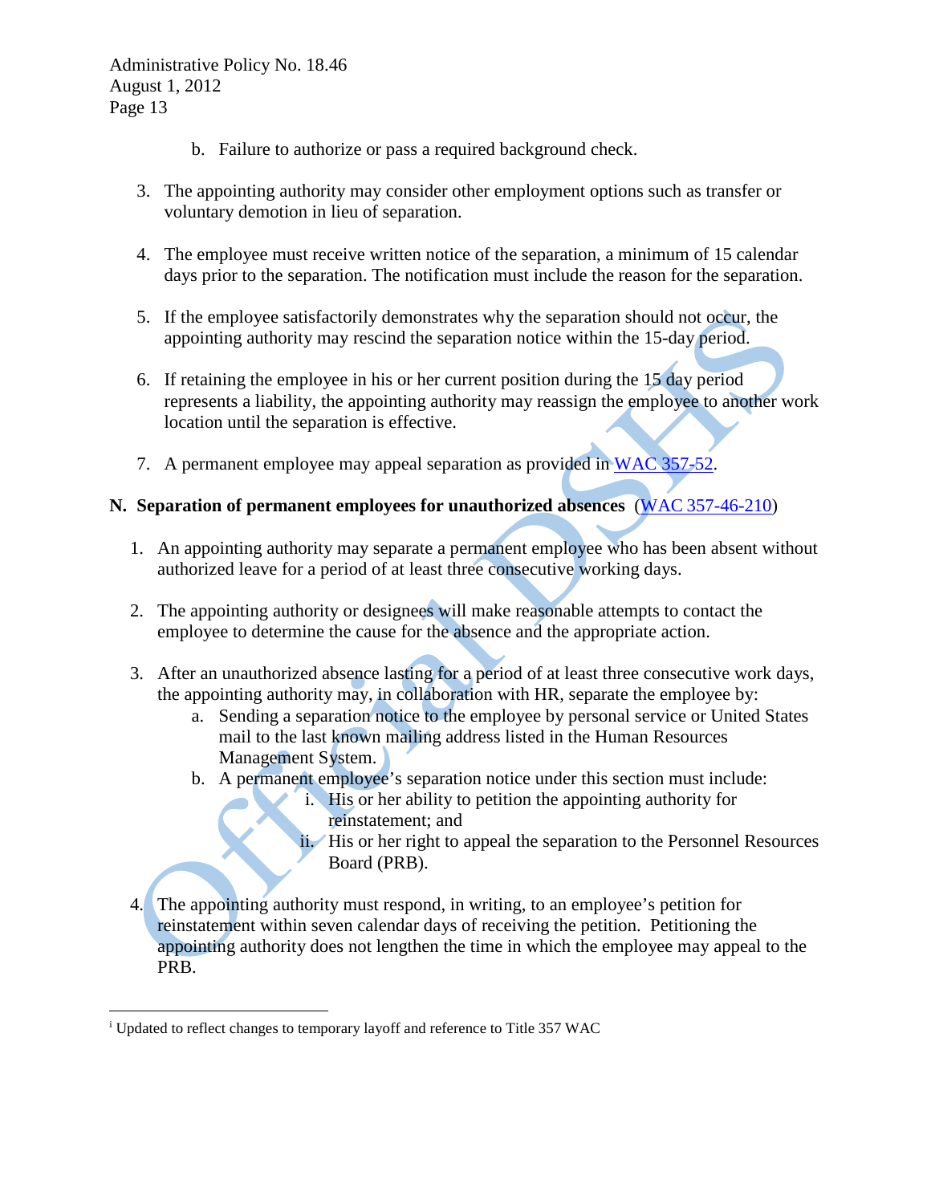b. Failure to authorize or pass a required background check.

3. The appointing authority may consider other employment options such as transfer or voluntary demotion in lieu of separation.

4. The employee must receive written notice of the separation, a minimum of 15 calendar days prior to the separation. The notification must include the reason for the separation.

5. If the employee satisfactorily demonstrates why the separation should not occur, the appointing authority may rescind the separation notice within the 15-day period.

6. If retaining the employee in his or her current position during the 15 day period represents a liability, the appointing authority may reassign the employee to another work location until the separation is effective.

7. A permanent employee may appeal separation as provided in WAC 357-52.

**N. Separation of permanent employees for unauthorized absences** (WAC 357-46-210)

1. An appointing authority may separate a permanent employee who has been absent without authorized leave for a period of at least three consecutive working days.

2. The appointing authority or designees will make reasonable attempts to contact the employee to determine the cause for the absence and the appropriate action.

3. After an unauthorized absence lasting for a period of at least three consecutive work days, the appointing authority may, in collaboration with HR, separate the employee by:
   a. Sending a separation notice to the employee by personal service or United States mail to the last known mailing address listed in the Human Resources Management System.
   b. A permanent employee's separation notice under this section must include:
      i. His or her ability to petition the appointing authority for reinstatement; and
      ii. His or her right to appeal the separation to the Personnel Resources Board (PRB).

4. The appointing authority must respond, in writing, to an employee's petition for reinstatement within seven calendar days of receiving the petition. Petitioning the appointing authority does not lengthen the time in which the employee may appeal to the PRB.

---

[i] Updated to reflect changes to temporary layoff and reference to Title 357 WAC